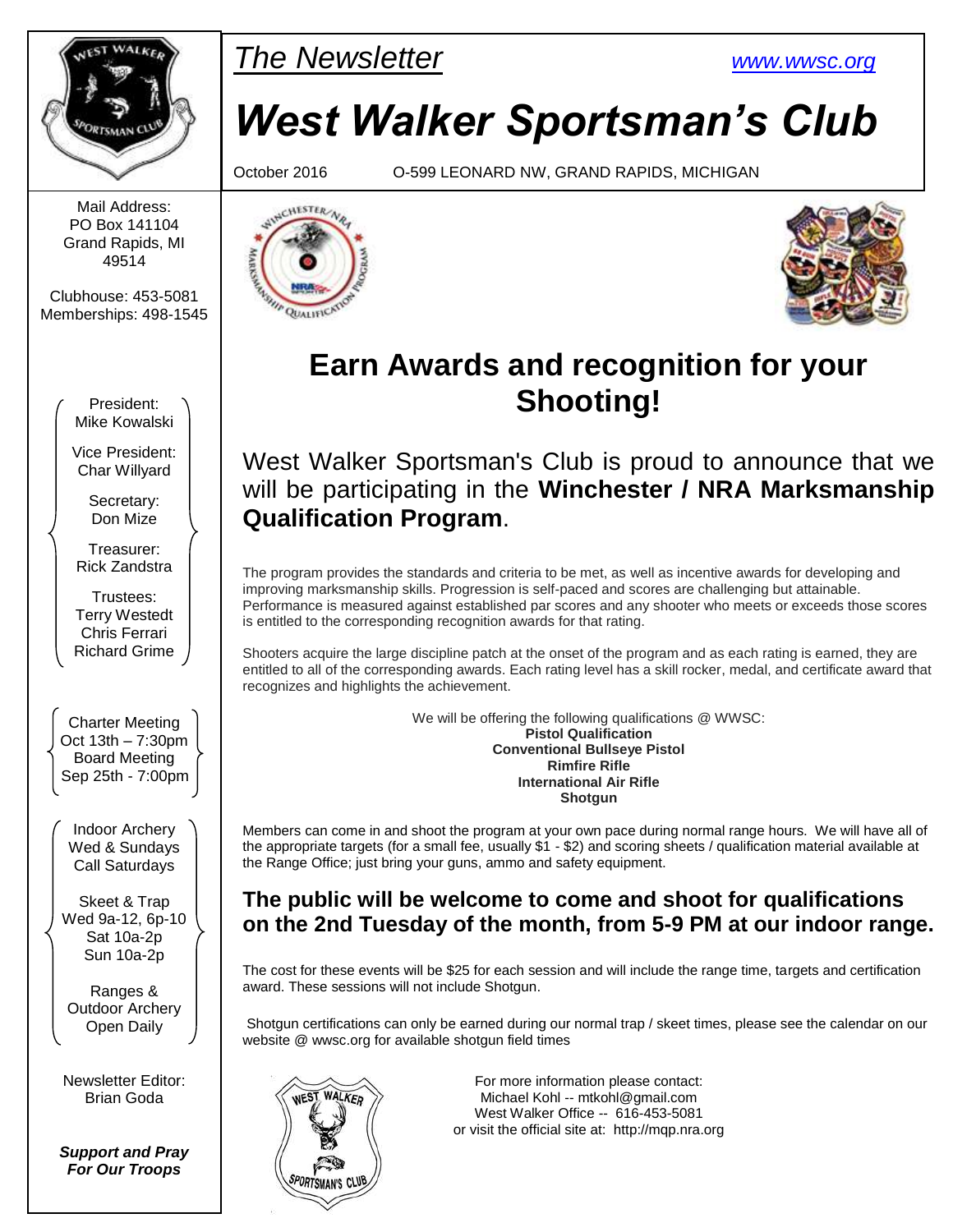# West Walker Sportsman's Club

*The Newsletter*

www.wwsc.org

October 2016 O-599 LEONARD NW, GRAND RAPIDS, MICHIGAN

Mail Address:
PO Box 141104
Grand Rapids, MI
49514

Clubhouse: 453-5081
Memberships: 498-1545

President:
Mike Kowalski

Vice President:
Char Willyard

Secretary:
Don Mize

Treasurer:
Rick Zandstra

Trustees:
Terry Westedt
Chris Ferrari
Richard Grime

Charter Meeting
Oct 13th – 7:30pm
Board Meeting
Sep 25th - 7:00pm

Indoor Archery
Wed & Sundays
Call Saturdays

Skeet & Trap
Wed 9a-12, 6p-10
Sat 10a-2p
Sun 10a-2p

Ranges &
Outdoor Archery
Open Daily

Newsletter Editor:
Brian Goda

***Support and Pray For Our Troops***

## Earn Awards and recognition for your Shooting!

West Walker Sportsman's Club is proud to announce that we will be participating in the **Winchester / NRA Marksmanship Qualification Program**.

The program provides the standards and criteria to be met, as well as incentive awards for developing and improving marksmanship skills. Progression is self-paced and scores are challenging but attainable. Performance is measured against established par scores and any shooter who meets or exceeds those scores is entitled to the corresponding recognition awards for that rating.

Shooters acquire the large discipline patch at the onset of the program and as each rating is earned, they are entitled to all of the corresponding awards. Each rating level has a skill rocker, medal, and certificate award that recognizes and highlights the achievement.

We will be offering the following qualifications @ WWSC:
**Pistol Qualification**
**Conventional Bullseye Pistol**
**Rimfire Rifle**
**International Air Rifle**
**Shotgun**

Members can come in and shoot the program at your own pace during normal range hours. We will have all of the appropriate targets (for a small fee, usually $1 - $2) and scoring sheets / qualification material available at the Range Office; just bring your guns, ammo and safety equipment.

### The public will be welcome to come and shoot for qualifications on the 2nd Tuesday of the month, from 5-9 PM at our indoor range.

The cost for these events will be $25 for each session and will include the range time, targets and certification award. These sessions will not include Shotgun.

Shotgun certifications can only be earned during our normal trap / skeet times, please see the calendar on our website @ wwsc.org for available shotgun field times

For more information please contact:
Michael Kohl -- mtkohl@gmail.com
West Walker Office -- 616-453-5081
or visit the official site at: http://mqp.nra.org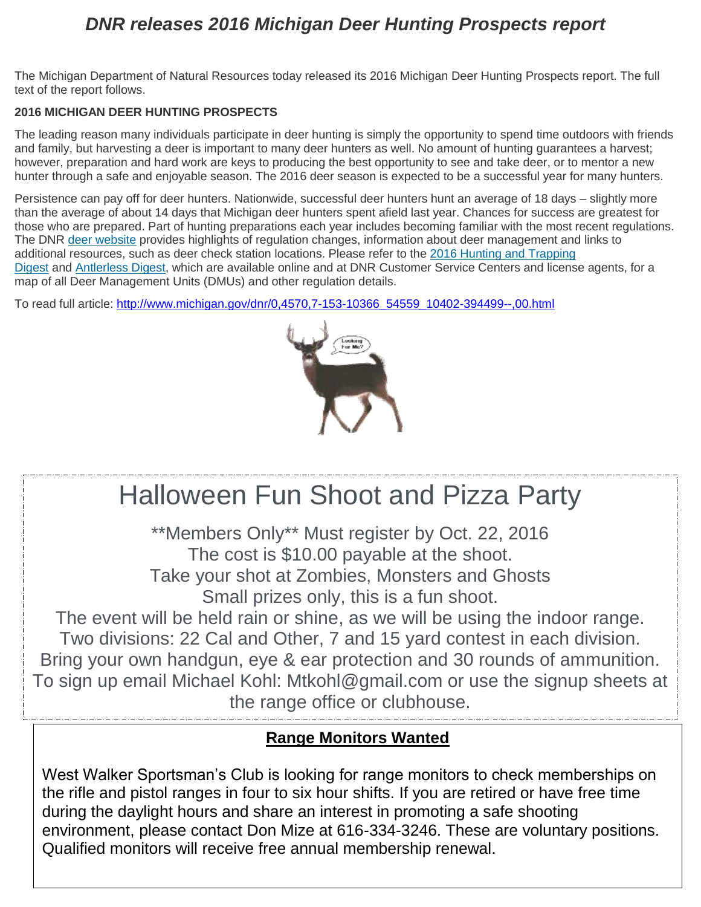# *DNR releases 2016 Michigan Deer Hunting Prospects report*

The Michigan Department of Natural Resources today released its 2016 Michigan Deer Hunting Prospects report. The full text of the report follows.

**2016 MICHIGAN DEER HUNTING PROSPECTS**

The leading reason many individuals participate in deer hunting is simply the opportunity to spend time outdoors with friends and family, but harvesting a deer is important to many deer hunters as well. No amount of hunting guarantees a harvest; however, preparation and hard work are keys to producing the best opportunity to see and take deer, or to mentor a new hunter through a safe and enjoyable season. The 2016 deer season is expected to be a successful year for many hunters.

Persistence can pay off for deer hunters. Nationwide, successful deer hunters hunt an average of 18 days – slightly more than the average of about 14 days that Michigan deer hunters spent afield last year. Chances for success are greatest for those who are prepared. Part of hunting preparations each year includes becoming familiar with the most recent regulations. The DNR deer website provides highlights of regulation changes, information about deer management and links to additional resources, such as deer check station locations. Please refer to the 2016 Hunting and Trapping Digest and Antlerless Digest, which are available online and at DNR Customer Service Centers and license agents, for a map of all Deer Management Units (DMUs) and other regulation details.

To read full article: http://www.michigan.gov/dnr/0,4570,7-153-10366_54559_10402-394499--,00.html

# Halloween Fun Shoot and Pizza Party

**Members Only** Must register by Oct. 22, 2016
The cost is $10.00 payable at the shoot.
Take your shot at Zombies, Monsters and Ghosts
Small prizes only, this is a fun shoot.
The event will be held rain or shine, as we will be using the indoor range.
Two divisions: 22 Cal and Other, 7 and 15 yard contest in each division.
Bring your own handgun, eye & ear protection and 30 rounds of ammunition.
To sign up email Michael Kohl: Mtkohl@gmail.com or use the signup sheets at the range office or clubhouse.

## Range Monitors Wanted

West Walker Sportsman's Club is looking for range monitors to check memberships on the rifle and pistol ranges in four to six hour shifts. If you are retired or have free time during the daylight hours and share an interest in promoting a safe shooting environment, please contact Don Mize at 616-334-3246. These are voluntary positions. Qualified monitors will receive free annual membership renewal.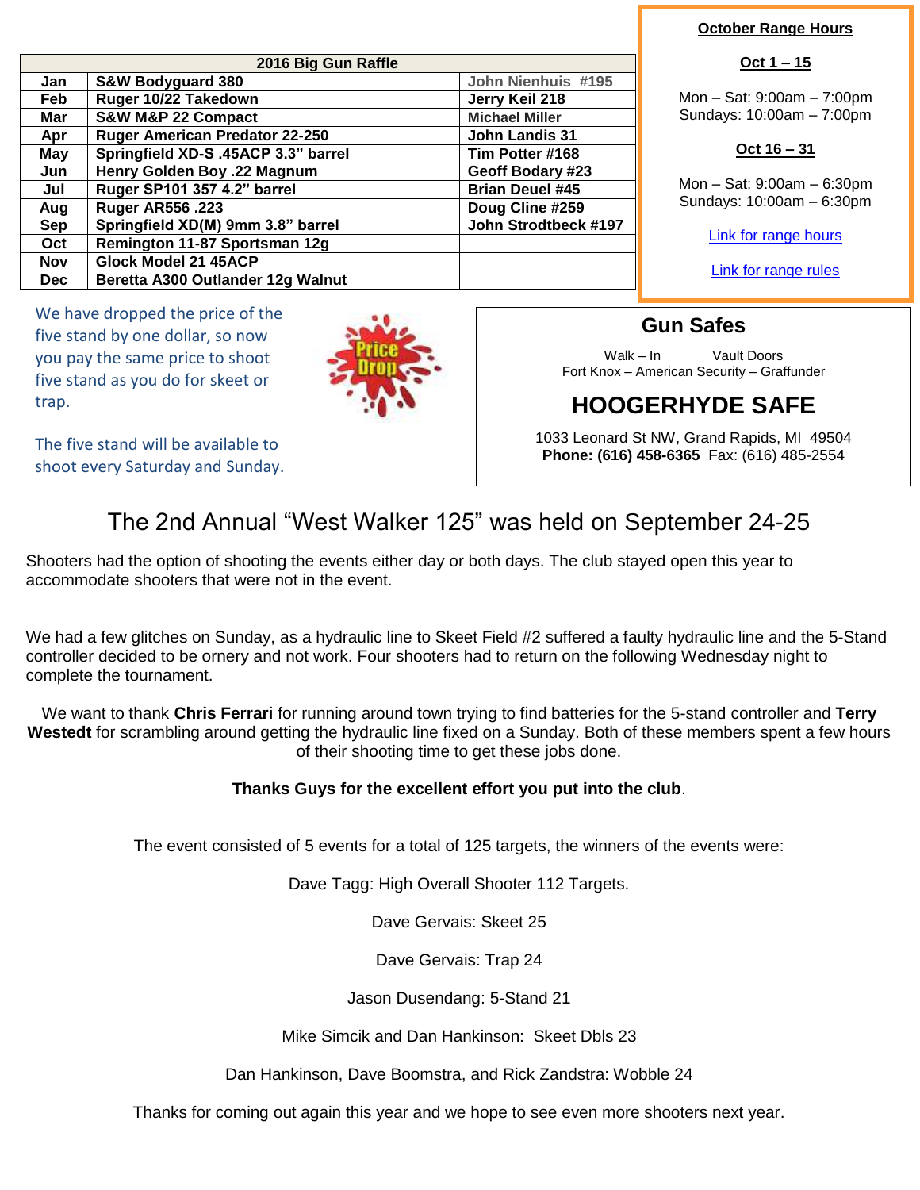| 2016 Big Gun Raffle | | |
|---|---|---|
| Jan | S&W Bodyguard 380 | John Nienhuis #195 |
| Feb | Ruger 10/22 Takedown | Jerry Keil 218 |
| Mar | S&W M&P 22 Compact | Michael Miller |
| Apr | Ruger American Predator 22-250 | John Landis 31 |
| May | Springfield XD-S .45ACP 3.3" barrel | Tim Potter #168 |
| Jun | Henry Golden Boy .22 Magnum | Geoff Bodary #23 |
| Jul | Ruger SP101 357 4.2" barrel | Brian Deuel #45 |
| Aug | Ruger AR556 .223 | Doug Cline #259 |
| Sep | Springfield XD(M) 9mm 3.8" barrel | John Strodtbeck #197 |
| Oct | Remington 11-87 Sportsman 12g | |
| Nov | Glock Model 21 45ACP | |
| Dec | Beretta A300 Outlander 12g Walnut | |

**October Range Hours**

**Oct 1 – 15**

Mon – Sat: 9:00am – 7:00pm
Sundays: 10:00am – 7:00pm

**Oct 16 – 31**

Mon – Sat: 9:00am – 6:30pm
Sundays: 10:00am – 6:30pm

Link for range hours

Link for range rules

We have dropped the price of the five stand by one dollar, so now you pay the same price to shoot five stand as you do for skeet or trap.

Price Drop

The five stand will be available to shoot every Saturday and Sunday.

**Gun Safes**

Walk – In Vault Doors
Fort Knox – American Security – Graffunder

**HOOGERHYDE SAFE**

1033 Leonard St NW, Grand Rapids, MI 49504
**Phone: (616) 458-6365** Fax: (616) 485-2554

## The 2nd Annual "West Walker 125" was held on September 24-25

Shooters had the option of shooting the events either day or both days. The club stayed open this year to accommodate shooters that were not in the event.

We had a few glitches on Sunday, as a hydraulic line to Skeet Field #2 suffered a faulty hydraulic line and the 5-Stand controller decided to be ornery and not work. Four shooters had to return on the following Wednesday night to complete the tournament.

We want to thank **Chris Ferrari** for running around town trying to find batteries for the 5-stand controller and **Terry Westedt** for scrambling around getting the hydraulic line fixed on a Sunday. Both of these members spent a few hours of their shooting time to get these jobs done.

**Thanks Guys for the excellent effort you put into the club**.

The event consisted of 5 events for a total of 125 targets, the winners of the events were:

Dave Tagg: High Overall Shooter 112 Targets.

Dave Gervais: Skeet 25

Dave Gervais: Trap 24

Jason Dusendang: 5-Stand 21

Mike Simcik and Dan Hankinson: Skeet Dbls 23

Dan Hankinson, Dave Boomstra, and Rick Zandstra: Wobble 24

Thanks for coming out again this year and we hope to see even more shooters next year.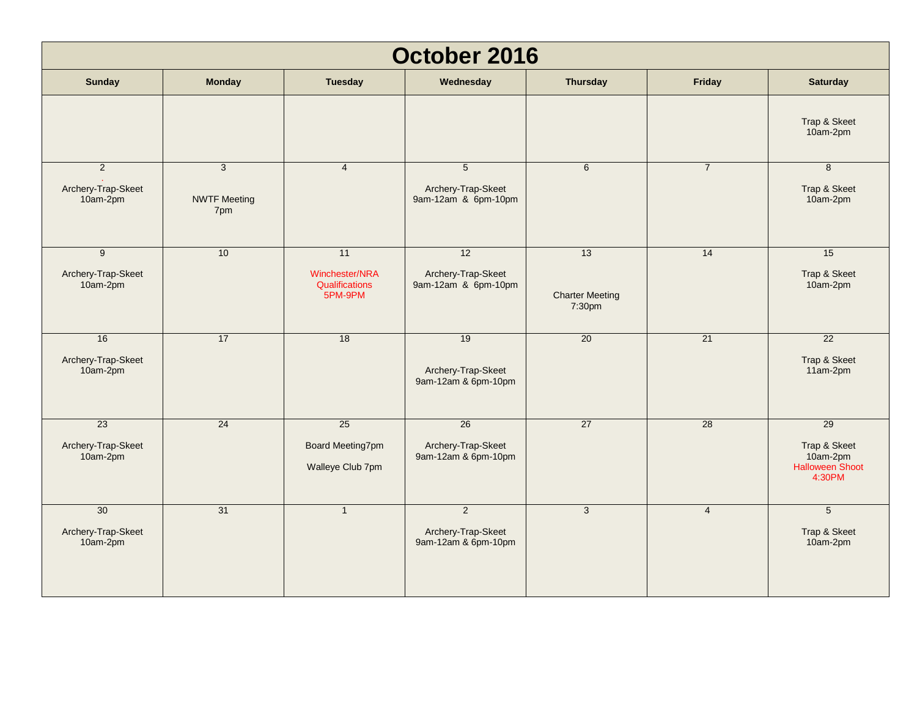# October 2016

| Sunday | Monday | Tuesday | Wednesday | Thursday | Friday | Saturday |
|---|---|---|---|---|---|---|
| | | | | | | Trap & Skeet 10am-2pm |
| 2 . Archery-Trap-Skeet 10am-2pm | 3 NWTF Meeting 7pm | 4 | 5 Archery-Trap-Skeet 9am-12am & 6pm-10pm | 6 | 7 | 8 Trap & Skeet 10am-2pm |
| 9 Archery-Trap-Skeet 10am-2pm | 10 | 11 Winchester/NRA Qualifications 5PM-9PM | 12 Archery-Trap-Skeet 9am-12am & 6pm-10pm | 13 Charter Meeting 7:30pm | 14 | 15 Trap & Skeet 10am-2pm |
| 16 Archery-Trap-Skeet 10am-2pm | 17 | 18 | 19 Archery-Trap-Skeet 9am-12am & 6pm-10pm | 20 | 21 | 22 Trap & Skeet 11am-2pm |
| 23 Archery-Trap-Skeet 10am-2pm | 24 | 25 Board Meeting7pm Walleye Club 7pm | 26 Archery-Trap-Skeet 9am-12am & 6pm-10pm | 27 | 28 | 29 Trap & Skeet 10am-2pm Halloween Shoot 4:30PM |
| 30 Archery-Trap-Skeet 10am-2pm | 31 | 1 | 2 Archery-Trap-Skeet 9am-12am & 6pm-10pm | 3 | 4 | 5 Trap & Skeet 10am-2pm |